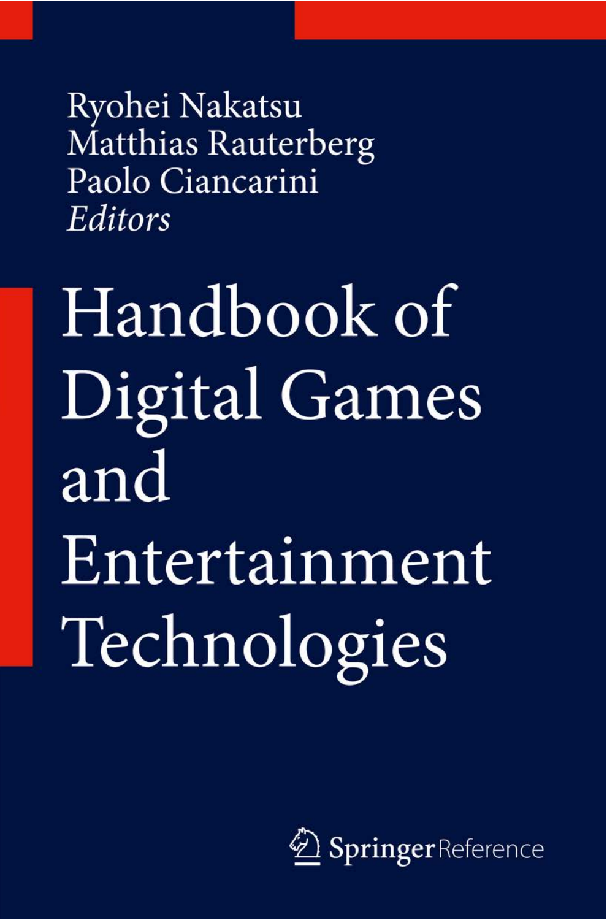Ryohei Nakatsu
Matthias Rauterberg
Paolo Ciancarini
*Editors*

# Handbook of Digital Games and Entertainment Technologies

Springer Reference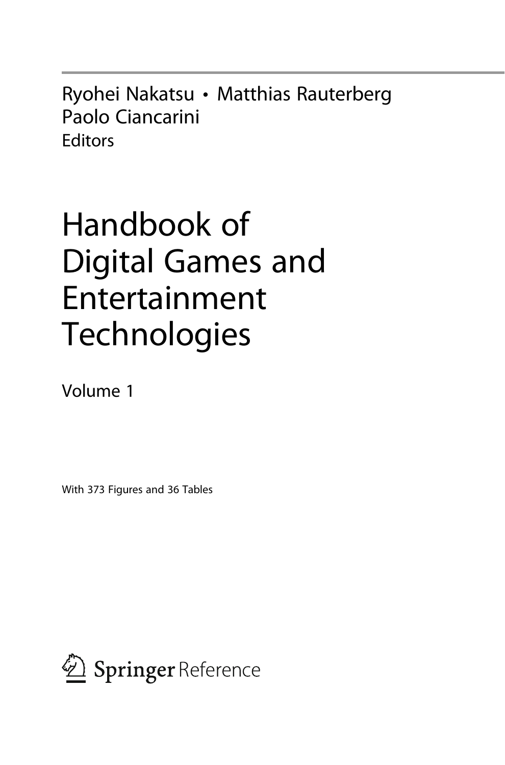Ryohei Nakatsu • Matthias Rauterberg
Paolo Ciancarini
Editors

# Handbook of Digital Games and Entertainment Technologies

Volume 1

With 373 Figures and 36 Tables

Springer Reference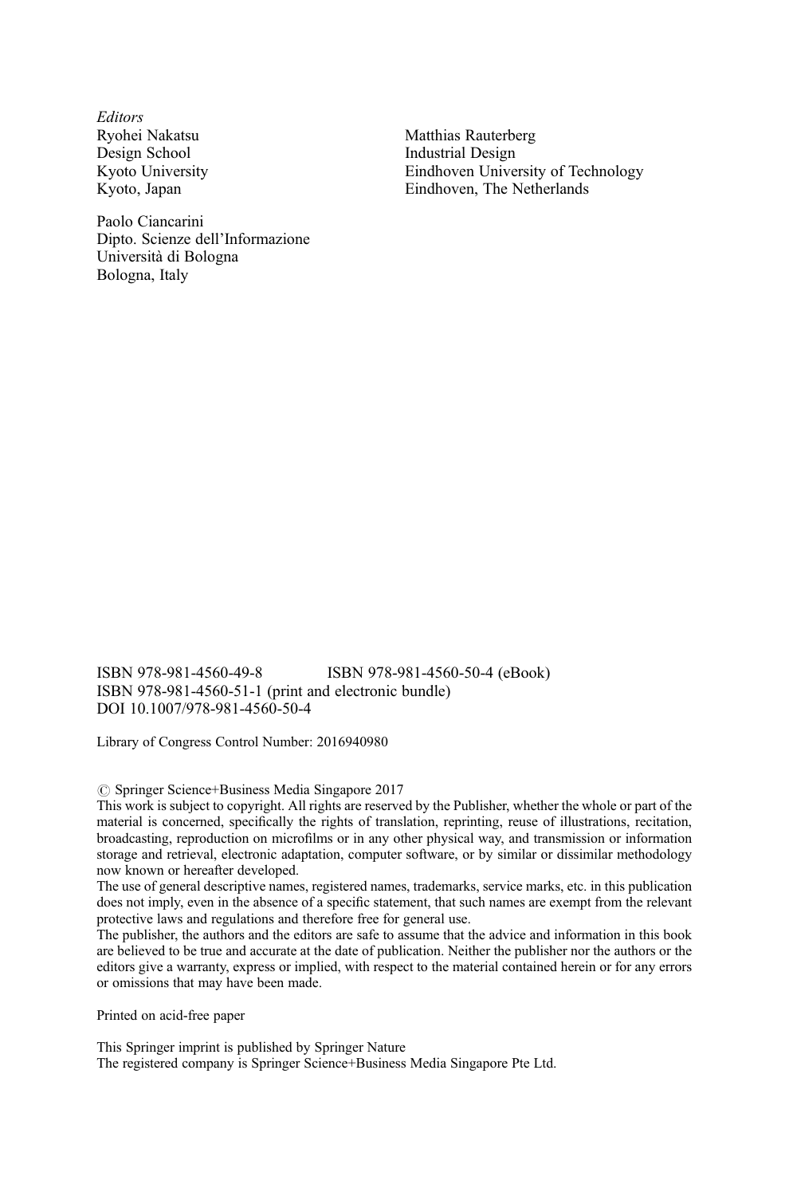*Editors*

Ryohei Nakatsu
Design School
Kyoto University
Kyoto, Japan

Matthias Rauterberg
Industrial Design
Eindhoven University of Technology
Eindhoven, The Netherlands

Paolo Ciancarini
Dipto. Scienze dell'Informazione
Università di Bologna
Bologna, Italy

ISBN 978-981-4560-49-8 ISBN 978-981-4560-50-4 (eBook)
ISBN 978-981-4560-51-1 (print and electronic bundle)
DOI 10.1007/978-981-4560-50-4

Library of Congress Control Number: 2016940980

© Springer Science+Business Media Singapore 2017
This work is subject to copyright. All rights are reserved by the Publisher, whether the whole or part of the material is concerned, specifically the rights of translation, reprinting, reuse of illustrations, recitation, broadcasting, reproduction on microfilms or in any other physical way, and transmission or information storage and retrieval, electronic adaptation, computer software, or by similar or dissimilar methodology now known or hereafter developed.
The use of general descriptive names, registered names, trademarks, service marks, etc. in this publication does not imply, even in the absence of a specific statement, that such names are exempt from the relevant protective laws and regulations and therefore free for general use.
The publisher, the authors and the editors are safe to assume that the advice and information in this book are believed to be true and accurate at the date of publication. Neither the publisher nor the authors or the editors give a warranty, express or implied, with respect to the material contained herein or for any errors or omissions that may have been made.

Printed on acid-free paper

This Springer imprint is published by Springer Nature
The registered company is Springer Science+Business Media Singapore Pte Ltd.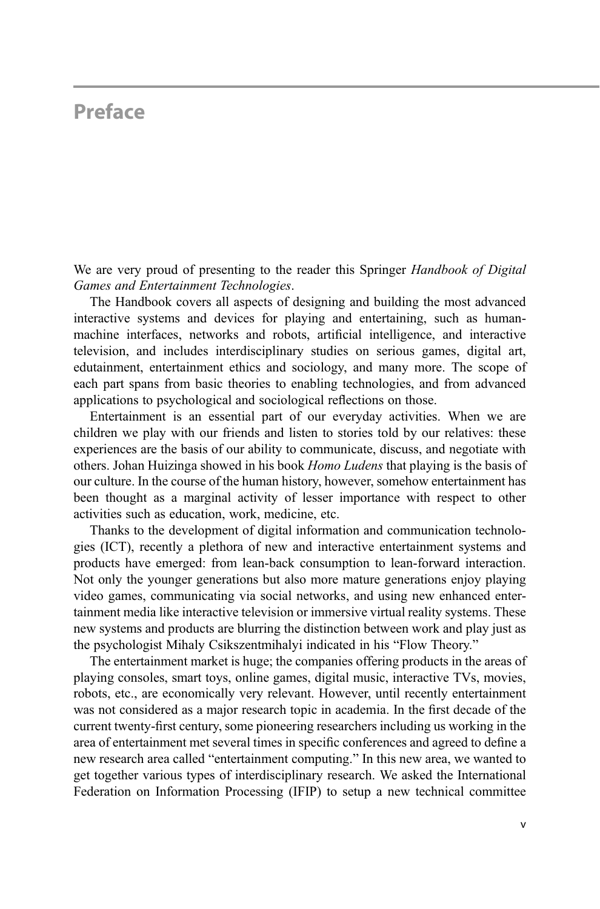# Preface

We are very proud of presenting to the reader this Springer *Handbook of Digital Games and Entertainment Technologies*.

The Handbook covers all aspects of designing and building the most advanced interactive systems and devices for playing and entertaining, such as human-machine interfaces, networks and robots, artificial intelligence, and interactive television, and includes interdisciplinary studies on serious games, digital art, edutainment, entertainment ethics and sociology, and many more. The scope of each part spans from basic theories to enabling technologies, and from advanced applications to psychological and sociological reflections on those.

Entertainment is an essential part of our everyday activities. When we are children we play with our friends and listen to stories told by our relatives: these experiences are the basis of our ability to communicate, discuss, and negotiate with others. Johan Huizinga showed in his book *Homo Ludens* that playing is the basis of our culture. In the course of the human history, however, somehow entertainment has been thought as a marginal activity of lesser importance with respect to other activities such as education, work, medicine, etc.

Thanks to the development of digital information and communication technologies (ICT), recently a plethora of new and interactive entertainment systems and products have emerged: from lean-back consumption to lean-forward interaction. Not only the younger generations but also more mature generations enjoy playing video games, communicating via social networks, and using new enhanced entertainment media like interactive television or immersive virtual reality systems. These new systems and products are blurring the distinction between work and play just as the psychologist Mihaly Csikszentmihalyi indicated in his "Flow Theory."

The entertainment market is huge; the companies offering products in the areas of playing consoles, smart toys, online games, digital music, interactive TVs, movies, robots, etc., are economically very relevant. However, until recently entertainment was not considered as a major research topic in academia. In the first decade of the current twenty-first century, some pioneering researchers including us working in the area of entertainment met several times in specific conferences and agreed to define a new research area called "entertainment computing." In this new area, we wanted to get together various types of interdisciplinary research. We asked the International Federation on Information Processing (IFIP) to setup a new technical committee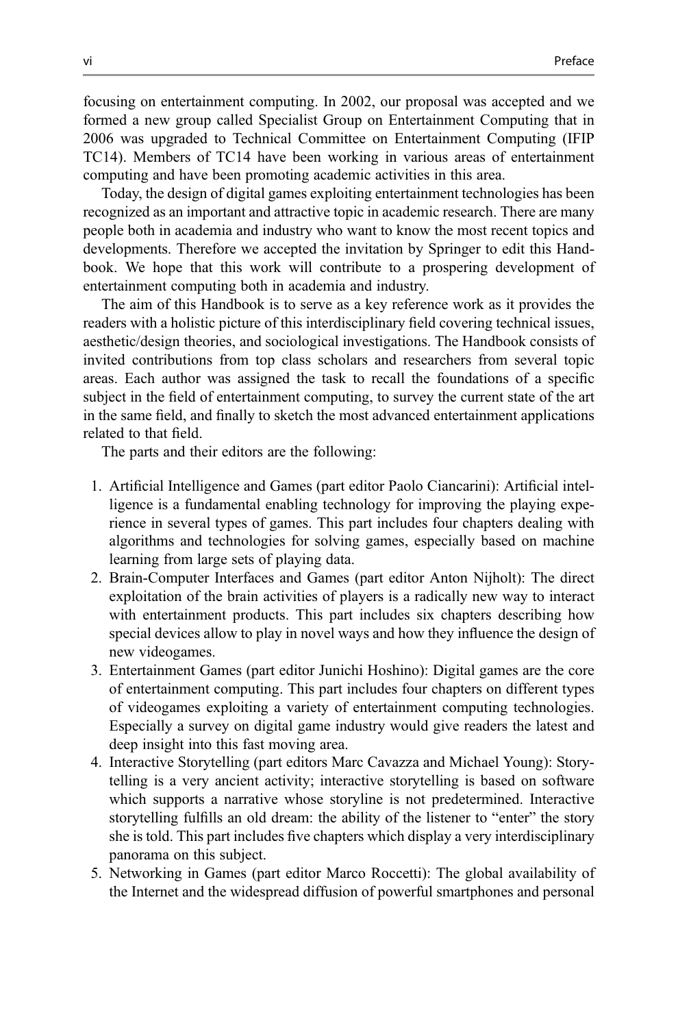focusing on entertainment computing. In 2002, our proposal was accepted and we formed a new group called Specialist Group on Entertainment Computing that in 2006 was upgraded to Technical Committee on Entertainment Computing (IFIP TC14). Members of TC14 have been working in various areas of entertainment computing and have been promoting academic activities in this area.

Today, the design of digital games exploiting entertainment technologies has been recognized as an important and attractive topic in academic research. There are many people both in academia and industry who want to know the most recent topics and developments. Therefore we accepted the invitation by Springer to edit this Handbook. We hope that this work will contribute to a prospering development of entertainment computing both in academia and industry.

The aim of this Handbook is to serve as a key reference work as it provides the readers with a holistic picture of this interdisciplinary field covering technical issues, aesthetic/design theories, and sociological investigations. The Handbook consists of invited contributions from top class scholars and researchers from several topic areas. Each author was assigned the task to recall the foundations of a specific subject in the field of entertainment computing, to survey the current state of the art in the same field, and finally to sketch the most advanced entertainment applications related to that field.

The parts and their editors are the following:

1. Artificial Intelligence and Games (part editor Paolo Ciancarini): Artificial intelligence is a fundamental enabling technology for improving the playing experience in several types of games. This part includes four chapters dealing with algorithms and technologies for solving games, especially based on machine learning from large sets of playing data.
2. Brain-Computer Interfaces and Games (part editor Anton Nijholt): The direct exploitation of the brain activities of players is a radically new way to interact with entertainment products. This part includes six chapters describing how special devices allow to play in novel ways and how they influence the design of new videogames.
3. Entertainment Games (part editor Junichi Hoshino): Digital games are the core of entertainment computing. This part includes four chapters on different types of videogames exploiting a variety of entertainment computing technologies. Especially a survey on digital game industry would give readers the latest and deep insight into this fast moving area.
4. Interactive Storytelling (part editors Marc Cavazza and Michael Young): Storytelling is a very ancient activity; interactive storytelling is based on software which supports a narrative whose storyline is not predetermined. Interactive storytelling fulfills an old dream: the ability of the listener to "enter" the story she is told. This part includes five chapters which display a very interdisciplinary panorama on this subject.
5. Networking in Games (part editor Marco Roccetti): The global availability of the Internet and the widespread diffusion of powerful smartphones and personal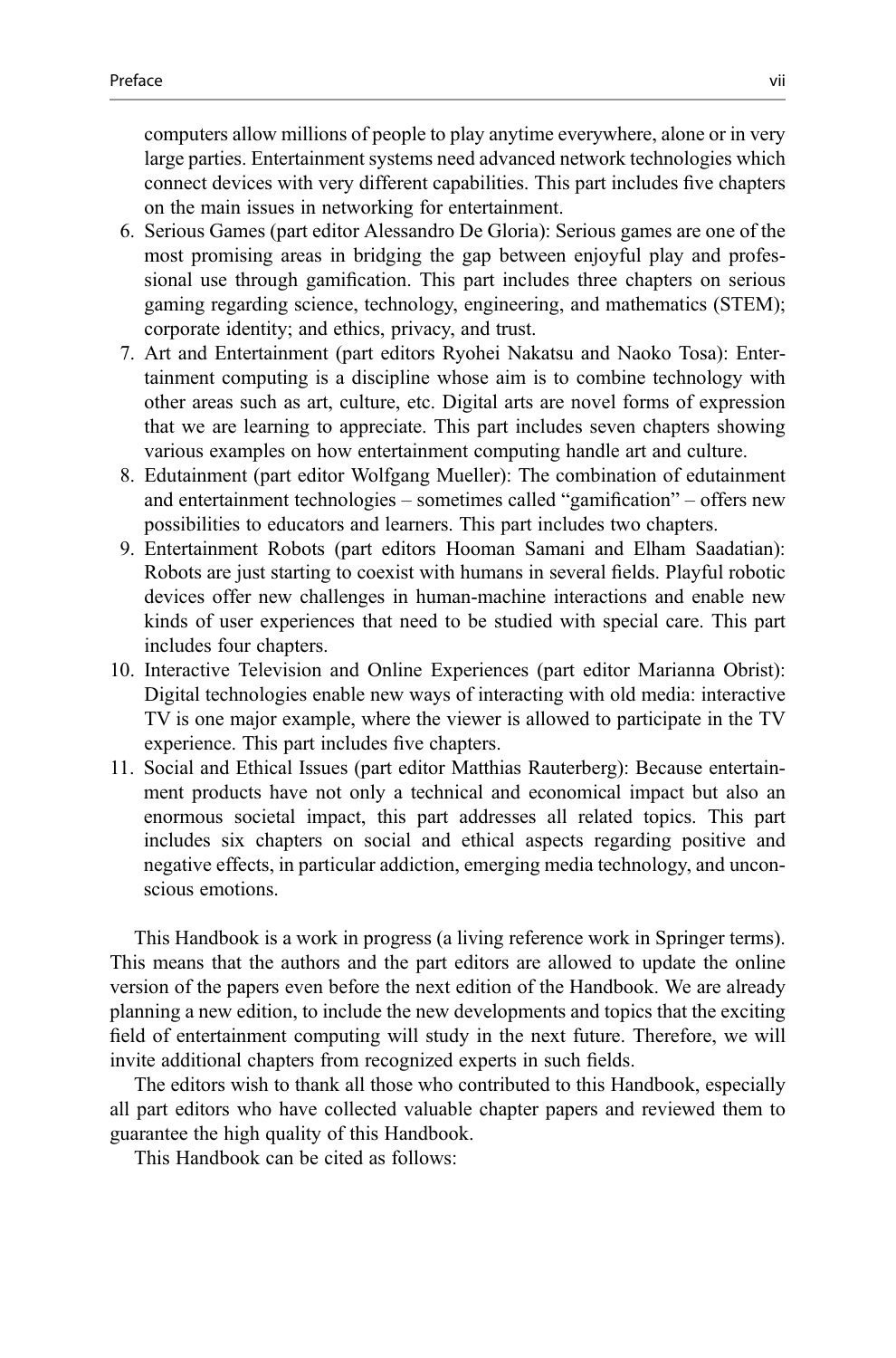computers allow millions of people to play anytime everywhere, alone or in very large parties. Entertainment systems need advanced network technologies which connect devices with very different capabilities. This part includes five chapters on the main issues in networking for entertainment.

6. Serious Games (part editor Alessandro De Gloria): Serious games are one of the most promising areas in bridging the gap between enjoyful play and professional use through gamification. This part includes three chapters on serious gaming regarding science, technology, engineering, and mathematics (STEM); corporate identity; and ethics, privacy, and trust.
7. Art and Entertainment (part editors Ryohei Nakatsu and Naoko Tosa): Entertainment computing is a discipline whose aim is to combine technology with other areas such as art, culture, etc. Digital arts are novel forms of expression that we are learning to appreciate. This part includes seven chapters showing various examples on how entertainment computing handle art and culture.
8. Edutainment (part editor Wolfgang Mueller): The combination of edutainment and entertainment technologies – sometimes called "gamification" – offers new possibilities to educators and learners. This part includes two chapters.
9. Entertainment Robots (part editors Hooman Samani and Elham Saadatian): Robots are just starting to coexist with humans in several fields. Playful robotic devices offer new challenges in human-machine interactions and enable new kinds of user experiences that need to be studied with special care. This part includes four chapters.
10. Interactive Television and Online Experiences (part editor Marianna Obrist): Digital technologies enable new ways of interacting with old media: interactive TV is one major example, where the viewer is allowed to participate in the TV experience. This part includes five chapters.
11. Social and Ethical Issues (part editor Matthias Rauterberg): Because entertainment products have not only a technical and economical impact but also an enormous societal impact, this part addresses all related topics. This part includes six chapters on social and ethical aspects regarding positive and negative effects, in particular addiction, emerging media technology, and unconscious emotions.

This Handbook is a work in progress (a living reference work in Springer terms). This means that the authors and the part editors are allowed to update the online version of the papers even before the next edition of the Handbook. We are already planning a new edition, to include the new developments and topics that the exciting field of entertainment computing will study in the next future. Therefore, we will invite additional chapters from recognized experts in such fields.

The editors wish to thank all those who contributed to this Handbook, especially all part editors who have collected valuable chapter papers and reviewed them to guarantee the high quality of this Handbook.

This Handbook can be cited as follows: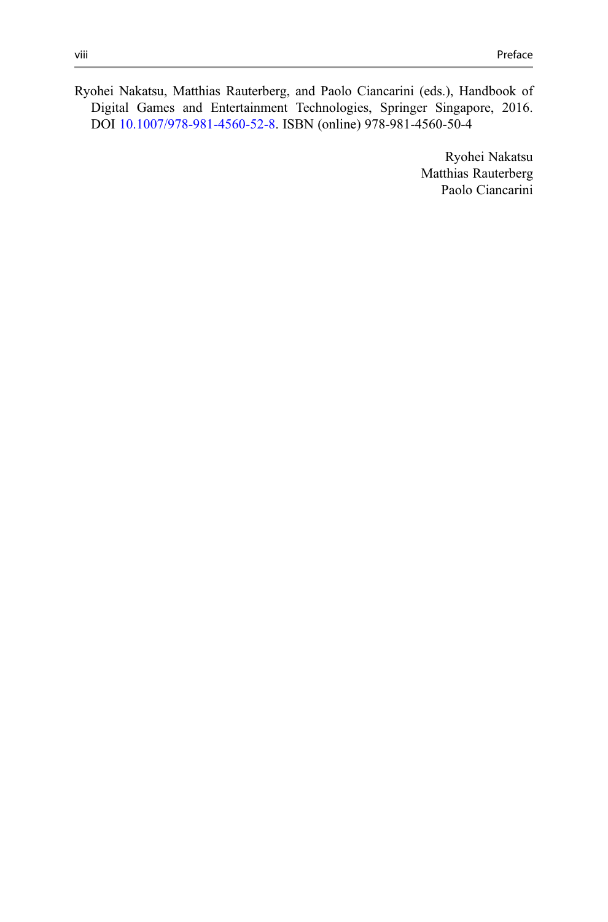Ryohei Nakatsu, Matthias Rauterberg, and Paolo Ciancarini (eds.), Handbook of Digital Games and Entertainment Technologies, Springer Singapore, 2016. DOI 10.1007/978-981-4560-52-8. ISBN (online) 978-981-4560-50-4

Ryohei Nakatsu  
Matthias Rauterberg  
Paolo Ciancarini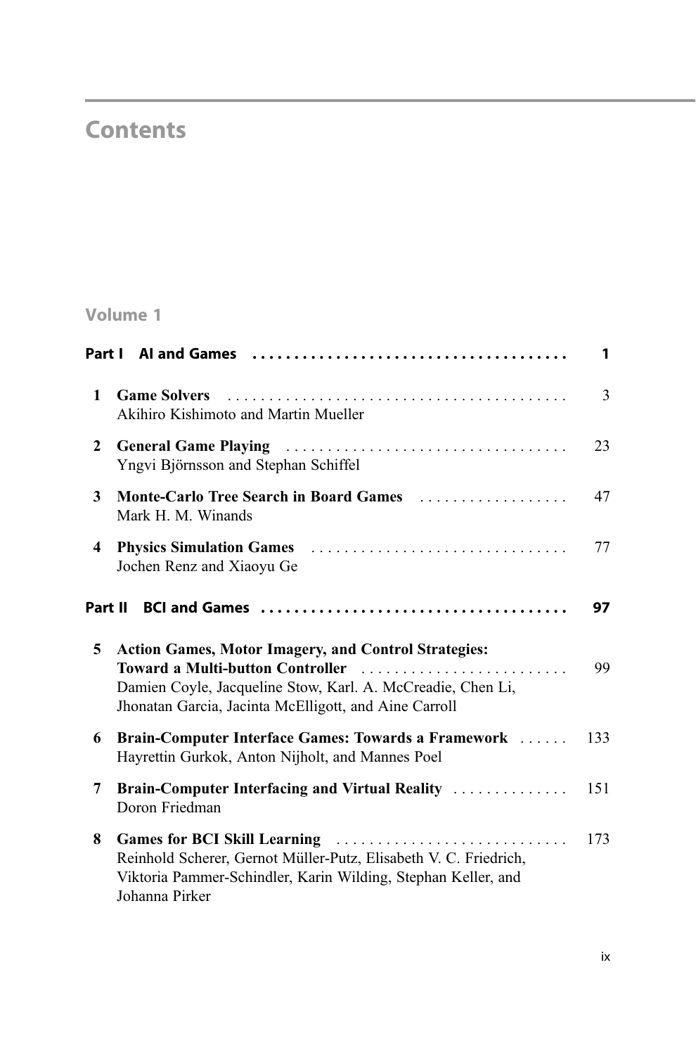# Contents

## Volume 1

**Part I AI and Games** ........ 1

1 **Game Solvers** ........ 3
Akihiro Kishimoto and Martin Mueller

2 **General Game Playing** ........ 23
Yngvi Björnsson and Stephan Schiffel

3 **Monte-Carlo Tree Search in Board Games** ........ 47
Mark H. M. Winands

4 **Physics Simulation Games** ........ 77
Jochen Renz and Xiaoyu Ge

**Part II BCI and Games** ........ 97

5 **Action Games, Motor Imagery, and Control Strategies: Toward a Multi-button Controller** ........ 99
Damien Coyle, Jacqueline Stow, Karl. A. McCreadie, Chen Li, Jhonatan Garcia, Jacinta McElligott, and Aine Carroll

6 **Brain-Computer Interface Games: Towards a Framework** ........ 133
Hayrettin Gurkok, Anton Nijholt, and Mannes Poel

7 **Brain-Computer Interfacing and Virtual Reality** ........ 151
Doron Friedman

8 **Games for BCI Skill Learning** ........ 173
Reinhold Scherer, Gernot Müller-Putz, Elisabeth V. C. Friedrich, Viktoria Pammer-Schindler, Karin Wilding, Stephan Keller, and Johanna Pirker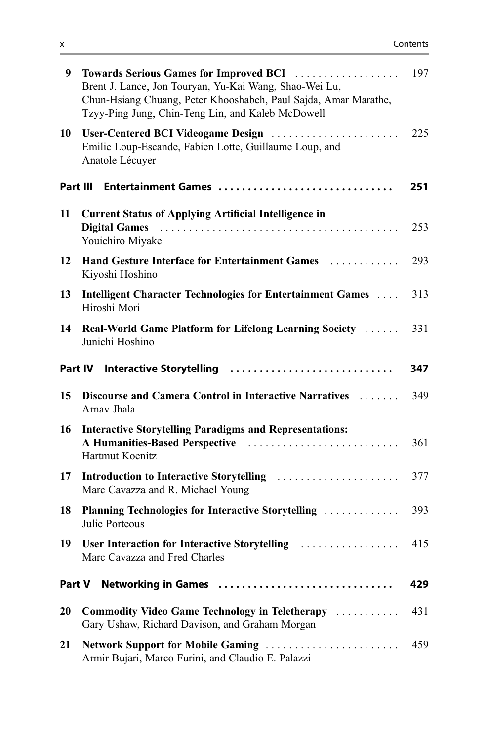| | | |
|---|---|---|
| 9 | **Towards Serious Games for Improved BCI**<br>Brent J. Lance, Jon Touryan, Yu-Kai Wang, Shao-Wei Lu, Chun-Hsiang Chuang, Peter Khooshabeh, Paul Sajda, Amar Marathe, Tzyy-Ping Jung, Chin-Teng Lin, and Kaleb McDowell | 197 |
| 10 | **User-Centered BCI Videogame Design**<br>Emilie Loup-Escande, Fabien Lotte, Guillaume Loup, and Anatole Lécuyer | 225 |

## Part III Entertainment Games ........ 251

| | | |
|---|---|---|
| 11 | **Current Status of Applying Artificial Intelligence in Digital Games**<br>Youichiro Miyake | 253 |
| 12 | **Hand Gesture Interface for Entertainment Games**<br>Kiyoshi Hoshino | 293 |
| 13 | **Intelligent Character Technologies for Entertainment Games**<br>Hiroshi Mori | 313 |
| 14 | **Real-World Game Platform for Lifelong Learning Society**<br>Junichi Hoshino | 331 |

## Part IV Interactive Storytelling ........ 347

| | | |
|---|---|---|
| 15 | **Discourse and Camera Control in Interactive Narratives**<br>Arnav Jhala | 349 |
| 16 | **Interactive Storytelling Paradigms and Representations: A Humanities-Based Perspective**<br>Hartmut Koenitz | 361 |
| 17 | **Introduction to Interactive Storytelling**<br>Marc Cavazza and R. Michael Young | 377 |
| 18 | **Planning Technologies for Interactive Storytelling**<br>Julie Porteous | 393 |
| 19 | **User Interaction for Interactive Storytelling**<br>Marc Cavazza and Fred Charles | 415 |

## Part V Networking in Games ........ 429

| | | |
|---|---|---|
| 20 | **Commodity Video Game Technology in Teletherapy**<br>Gary Ushaw, Richard Davison, and Graham Morgan | 431 |
| 21 | **Network Support for Mobile Gaming**<br>Armir Bujari, Marco Furini, and Claudio E. Palazzi | 459 |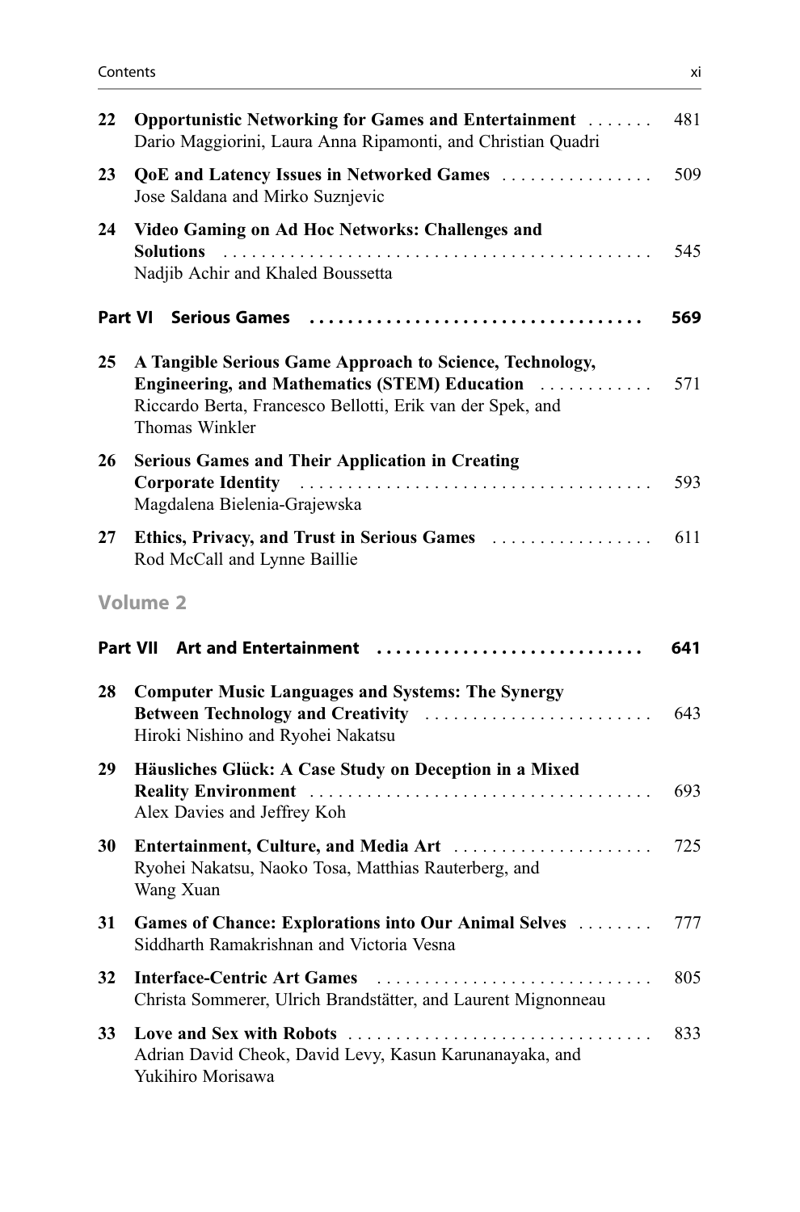| | | |
|---|---|---|
| 22 | **Opportunistic Networking for Games and Entertainment** <br> Dario Maggiorini, Laura Anna Ripamonti, and Christian Quadri | 481 |
| 23 | **QoE and Latency Issues in Networked Games** <br> Jose Saldana and Mirko Suznjevic | 509 |
| 24 | **Video Gaming on Ad Hoc Networks: Challenges and Solutions** <br> Nadjib Achir and Khaled Boussetta | 545 |

## Part VI Serious Games ... 569

| | | |
|---|---|---|
| 25 | **A Tangible Serious Game Approach to Science, Technology, Engineering, and Mathematics (STEM) Education** <br> Riccardo Berta, Francesco Bellotti, Erik van der Spek, and Thomas Winkler | 571 |
| 26 | **Serious Games and Their Application in Creating Corporate Identity** <br> Magdalena Bielenia-Grajewska | 593 |
| 27 | **Ethics, Privacy, and Trust in Serious Games** <br> Rod McCall and Lynne Baillie | 611 |

# Volume 2

## Part VII Art and Entertainment ... 641

| | | |
|---|---|---|
| 28 | **Computer Music Languages and Systems: The Synergy Between Technology and Creativity** <br> Hiroki Nishino and Ryohei Nakatsu | 643 |
| 29 | **Häusliches Glück: A Case Study on Deception in a Mixed Reality Environment** <br> Alex Davies and Jeffrey Koh | 693 |
| 30 | **Entertainment, Culture, and Media Art** <br> Ryohei Nakatsu, Naoko Tosa, Matthias Rauterberg, and Wang Xuan | 725 |
| 31 | **Games of Chance: Explorations into Our Animal Selves** <br> Siddharth Ramakrishnan and Victoria Vesna | 777 |
| 32 | **Interface-Centric Art Games** <br> Christa Sommerer, Ulrich Brandstätter, and Laurent Mignonneau | 805 |
| 33 | **Love and Sex with Robots** <br> Adrian David Cheok, David Levy, Kasun Karunanayaka, and Yukihiro Morisawa | 833 |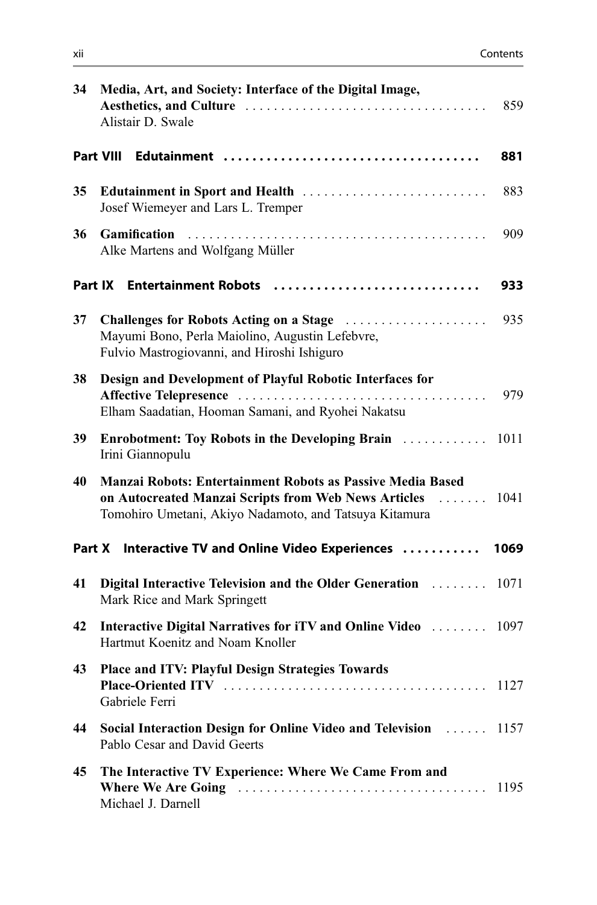**34 Media, Art, and Society: Interface of the Digital Image, Aesthetics, and Culture** ..... 859
Alistair D. Swale

## Part VIII Edutainment ..... 881

**35 Edutainment in Sport and Health** ..... 883
Josef Wiemeyer and Lars L. Tremper

**36 Gamification** ..... 909
Alke Martens and Wolfgang Müller

## Part IX Entertainment Robots ..... 933

**37 Challenges for Robots Acting on a Stage** ..... 935
Mayumi Bono, Perla Maiolino, Augustin Lefebvre, Fulvio Mastrogiovanni, and Hiroshi Ishiguro

**38 Design and Development of Playful Robotic Interfaces for Affective Telepresence** ..... 979
Elham Saadatian, Hooman Samani, and Ryohei Nakatsu

**39 Enrobotment: Toy Robots in the Developing Brain** ..... 1011
Irini Giannopulu

**40 Manzai Robots: Entertainment Robots as Passive Media Based on Autocreated Manzai Scripts from Web News Articles** ..... 1041
Tomohiro Umetani, Akiyo Nadamoto, and Tatsuya Kitamura

## Part X Interactive TV and Online Video Experiences ..... 1069

**41 Digital Interactive Television and the Older Generation** ..... 1071
Mark Rice and Mark Springett

**42 Interactive Digital Narratives for iTV and Online Video** ..... 1097
Hartmut Koenitz and Noam Knoller

**43 Place and ITV: Playful Design Strategies Towards Place-Oriented ITV** ..... 1127
Gabriele Ferri

**44 Social Interaction Design for Online Video and Television** ..... 1157
Pablo Cesar and David Geerts

**45 The Interactive TV Experience: Where We Came From and Where We Are Going** ..... 1195
Michael J. Darnell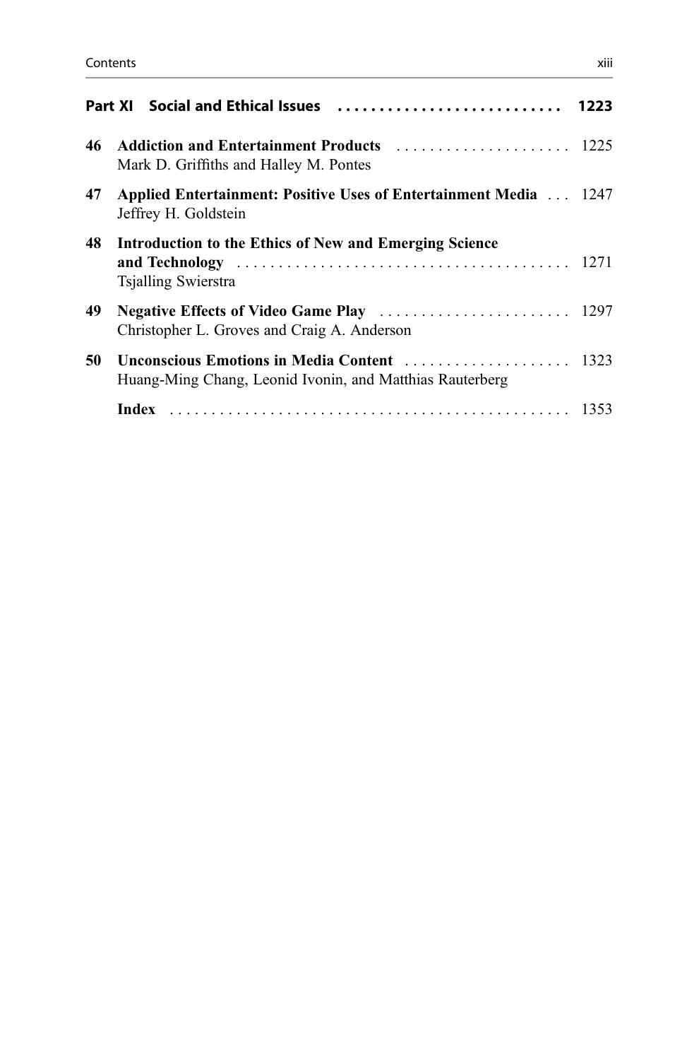**Part XI Social and Ethical Issues** ........................... **1223**

**46 Addiction and Entertainment Products** ..................... 1225
Mark D. Griffiths and Halley M. Pontes

**47 Applied Entertainment: Positive Uses of Entertainment Media** ... 1247
Jeffrey H. Goldstein

**48 Introduction to the Ethics of New and Emerging Science and Technology** ........................................ 1271
Tsjalling Swierstra

**49 Negative Effects of Video Game Play** ....................... 1297
Christopher L. Groves and Craig A. Anderson

**50 Unconscious Emotions in Media Content** .................... 1323
Huang-Ming Chang, Leonid Ivonin, and Matthias Rauterberg

**Index** ................................................ 1353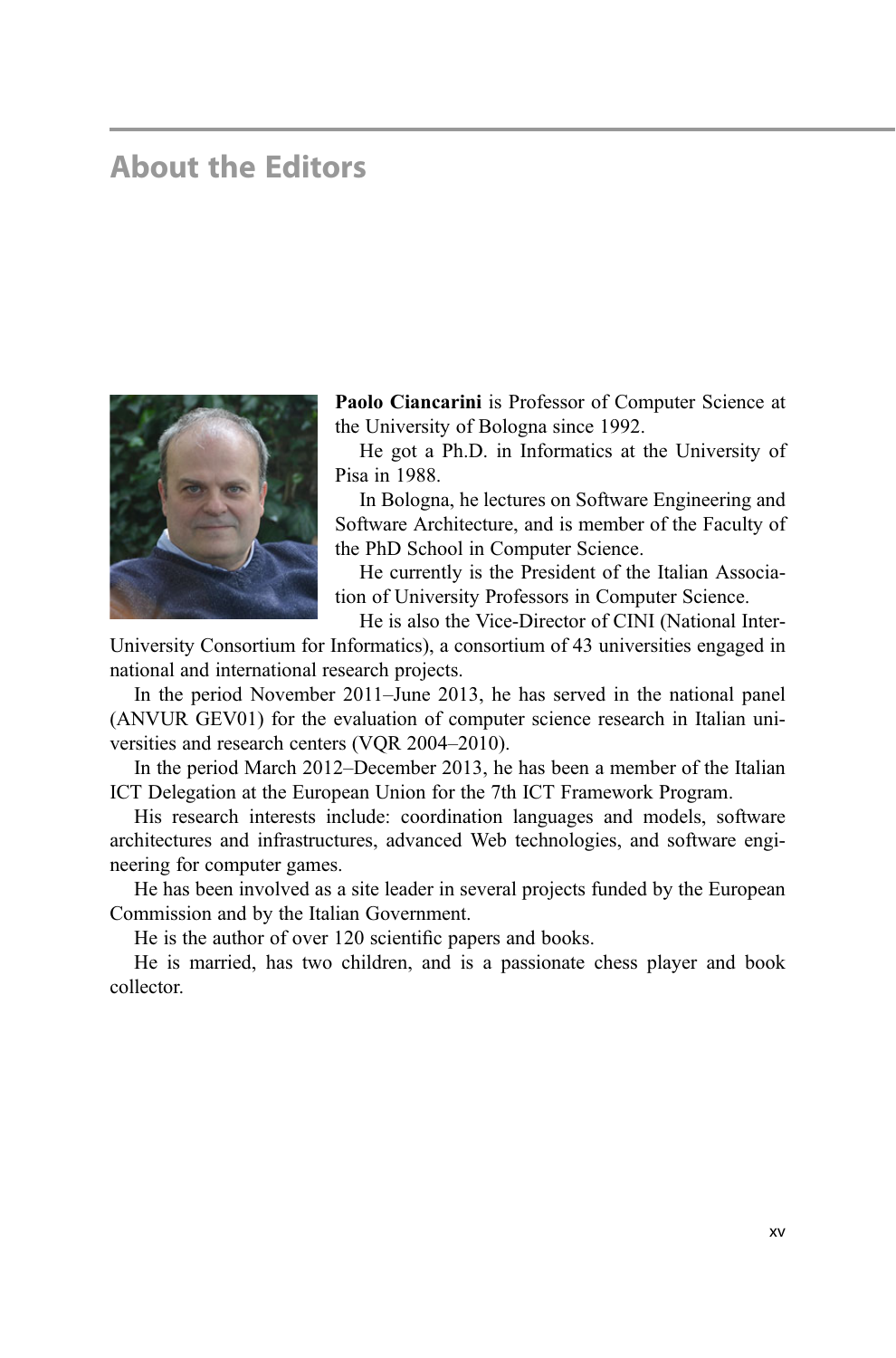# About the Editors

**Paolo Ciancarini** is Professor of Computer Science at the University of Bologna since 1992.

He got a Ph.D. in Informatics at the University of Pisa in 1988.

In Bologna, he lectures on Software Engineering and Software Architecture, and is member of the Faculty of the PhD School in Computer Science.

He currently is the President of the Italian Association of University Professors in Computer Science.

He is also the Vice-Director of CINI (National Inter-University Consortium for Informatics), a consortium of 43 universities engaged in national and international research projects.

In the period November 2011–June 2013, he has served in the national panel (ANVUR GEV01) for the evaluation of computer science research in Italian universities and research centers (VQR 2004–2010).

In the period March 2012–December 2013, he has been a member of the Italian ICT Delegation at the European Union for the 7th ICT Framework Program.

His research interests include: coordination languages and models, software architectures and infrastructures, advanced Web technologies, and software engineering for computer games.

He has been involved as a site leader in several projects funded by the European Commission and by the Italian Government.

He is the author of over 120 scientific papers and books.

He is married, has two children, and is a passionate chess player and book collector.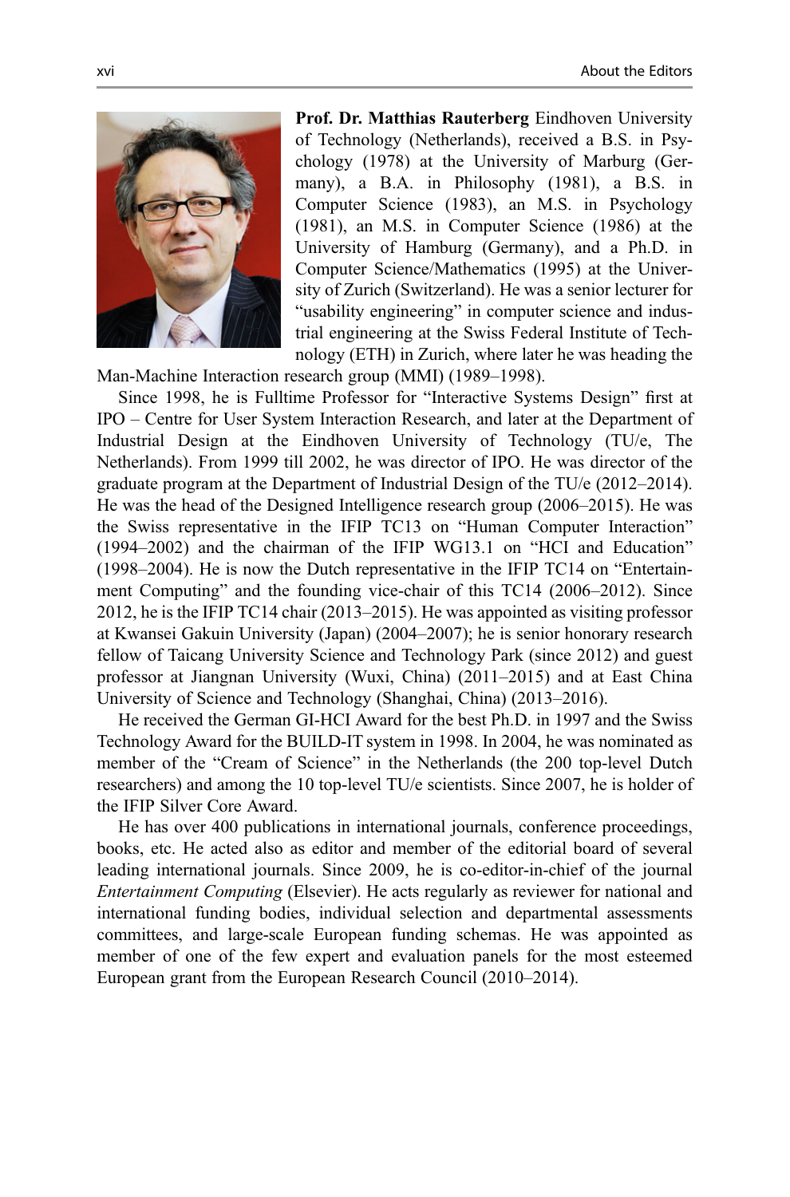**Prof. Dr. Matthias Rauterberg** Eindhoven University of Technology (Netherlands), received a B.S. in Psychology (1978) at the University of Marburg (Germany), a B.A. in Philosophy (1981), a B.S. in Computer Science (1983), an M.S. in Psychology (1981), an M.S. in Computer Science (1986) at the University of Hamburg (Germany), and a Ph.D. in Computer Science/Mathematics (1995) at the University of Zurich (Switzerland). He was a senior lecturer for "usability engineering" in computer science and industrial engineering at the Swiss Federal Institute of Technology (ETH) in Zurich, where later he was heading the Man-Machine Interaction research group (MMI) (1989–1998).

Since 1998, he is Fulltime Professor for "Interactive Systems Design" first at IPO – Centre for User System Interaction Research, and later at the Department of Industrial Design at the Eindhoven University of Technology (TU/e, The Netherlands). From 1999 till 2002, he was director of IPO. He was director of the graduate program at the Department of Industrial Design of the TU/e (2012–2014). He was the head of the Designed Intelligence research group (2006–2015). He was the Swiss representative in the IFIP TC13 on "Human Computer Interaction" (1994–2002) and the chairman of the IFIP WG13.1 on "HCI and Education" (1998–2004). He is now the Dutch representative in the IFIP TC14 on "Entertainment Computing" and the founding vice-chair of this TC14 (2006–2012). Since 2012, he is the IFIP TC14 chair (2013–2015). He was appointed as visiting professor at Kwansei Gakuin University (Japan) (2004–2007); he is senior honorary research fellow of Taicang University Science and Technology Park (since 2012) and guest professor at Jiangnan University (Wuxi, China) (2011–2015) and at East China University of Science and Technology (Shanghai, China) (2013–2016).

He received the German GI-HCI Award for the best Ph.D. in 1997 and the Swiss Technology Award for the BUILD-IT system in 1998. In 2004, he was nominated as member of the "Cream of Science" in the Netherlands (the 200 top-level Dutch researchers) and among the 10 top-level TU/e scientists. Since 2007, he is holder of the IFIP Silver Core Award.

He has over 400 publications in international journals, conference proceedings, books, etc. He acted also as editor and member of the editorial board of several leading international journals. Since 2009, he is co-editor-in-chief of the journal *Entertainment Computing* (Elsevier). He acts regularly as reviewer for national and international funding bodies, individual selection and departmental assessments committees, and large-scale European funding schemas. He was appointed as member of one of the few expert and evaluation panels for the most esteemed European grant from the European Research Council (2010–2014).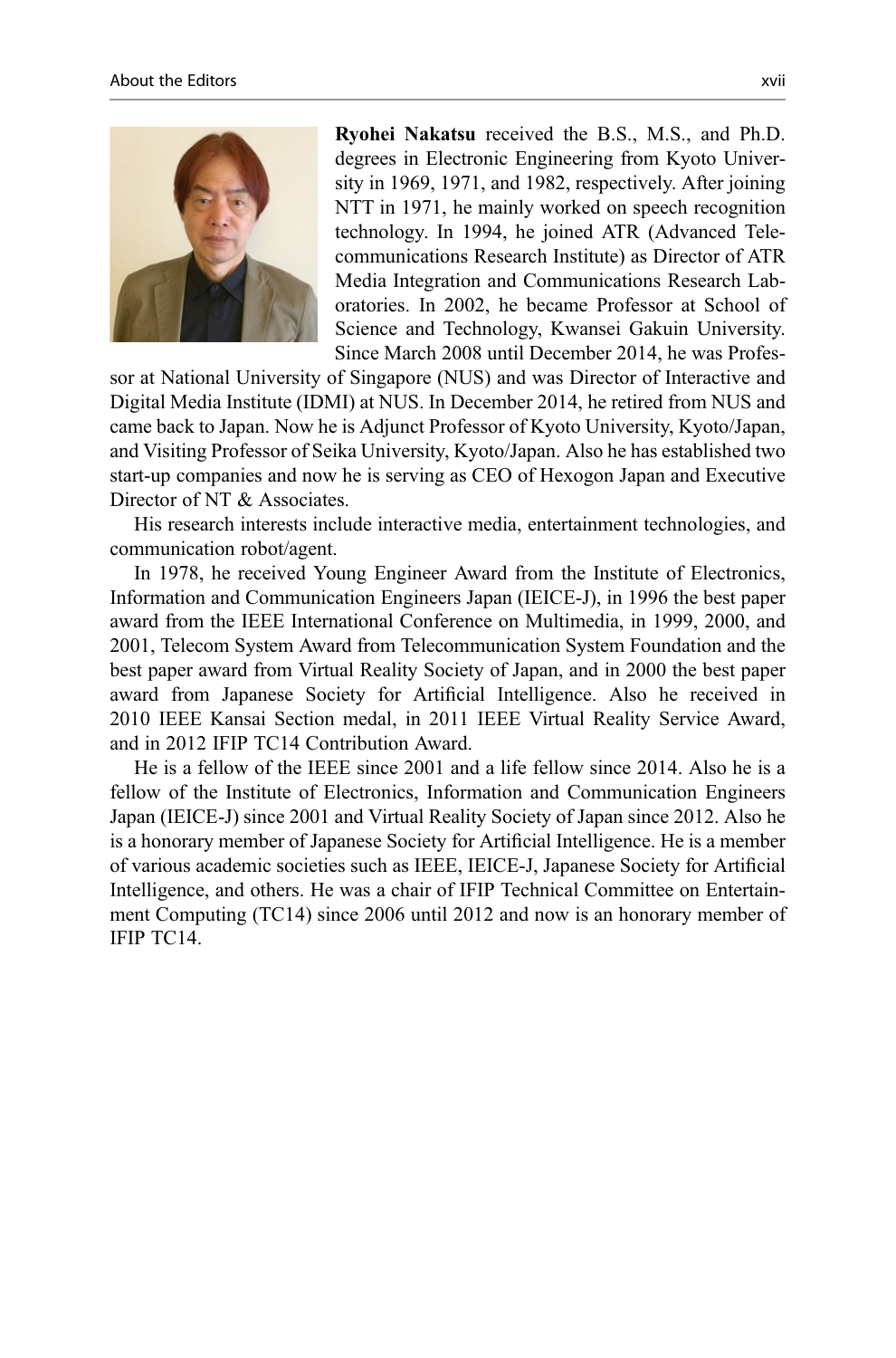**Ryohei Nakatsu** received the B.S., M.S., and Ph.D. degrees in Electronic Engineering from Kyoto University in 1969, 1971, and 1982, respectively. After joining NTT in 1971, he mainly worked on speech recognition technology. In 1994, he joined ATR (Advanced Telecommunications Research Institute) as Director of ATR Media Integration and Communications Research Laboratories. In 2002, he became Professor at School of Science and Technology, Kwansei Gakuin University. Since March 2008 until December 2014, he was Professor at National University of Singapore (NUS) and was Director of Interactive and Digital Media Institute (IDMI) at NUS. In December 2014, he retired from NUS and came back to Japan. Now he is Adjunct Professor of Kyoto University, Kyoto/Japan, and Visiting Professor of Seika University, Kyoto/Japan. Also he has established two start-up companies and now he is serving as CEO of Hexogon Japan and Executive Director of NT & Associates.

His research interests include interactive media, entertainment technologies, and communication robot/agent.

In 1978, he received Young Engineer Award from the Institute of Electronics, Information and Communication Engineers Japan (IEICE-J), in 1996 the best paper award from the IEEE International Conference on Multimedia, in 1999, 2000, and 2001, Telecom System Award from Telecommunication System Foundation and the best paper award from Virtual Reality Society of Japan, and in 2000 the best paper award from Japanese Society for Artificial Intelligence. Also he received in 2010 IEEE Kansai Section medal, in 2011 IEEE Virtual Reality Service Award, and in 2012 IFIP TC14 Contribution Award.

He is a fellow of the IEEE since 2001 and a life fellow since 2014. Also he is a fellow of the Institute of Electronics, Information and Communication Engineers Japan (IEICE-J) since 2001 and Virtual Reality Society of Japan since 2012. Also he is a honorary member of Japanese Society for Artificial Intelligence. He is a member of various academic societies such as IEEE, IEICE-J, Japanese Society for Artificial Intelligence, and others. He was a chair of IFIP Technical Committee on Entertainment Computing (TC14) since 2006 until 2012 and now is an honorary member of IFIP TC14.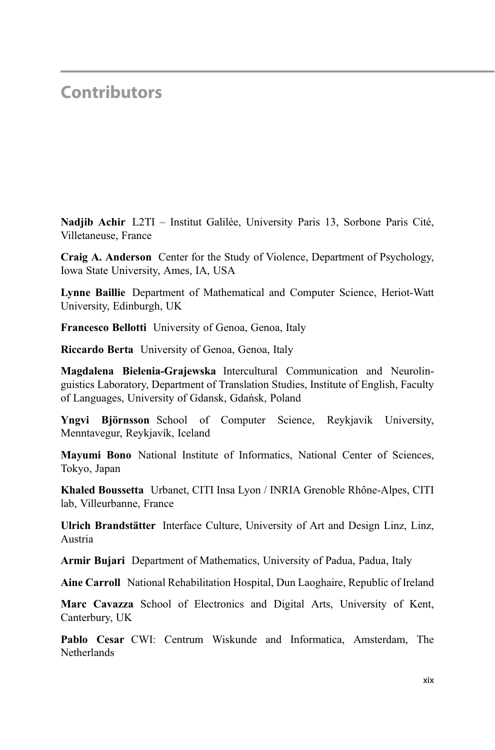# Contributors

**Nadjib Achir** L2TI – Institut Galilée, University Paris 13, Sorbone Paris Cité, Villetaneuse, France

**Craig A. Anderson** Center for the Study of Violence, Department of Psychology, Iowa State University, Ames, IA, USA

**Lynne Baillie** Department of Mathematical and Computer Science, Heriot-Watt University, Edinburgh, UK

**Francesco Bellotti** University of Genoa, Genoa, Italy

**Riccardo Berta** University of Genoa, Genoa, Italy

**Magdalena Bielenia-Grajewska** Intercultural Communication and Neurolinguistics Laboratory, Department of Translation Studies, Institute of English, Faculty of Languages, University of Gdansk, Gdańsk, Poland

**Yngvi Björnsson** School of Computer Science, Reykjavik University, Menntavegur, Reykjavík, Iceland

**Mayumi Bono** National Institute of Informatics, National Center of Sciences, Tokyo, Japan

**Khaled Boussetta** Urbanet, CITI Insa Lyon / INRIA Grenoble Rhône-Alpes, CITI lab, Villeurbanne, France

**Ulrich Brandstätter** Interface Culture, University of Art and Design Linz, Linz, Austria

**Armir Bujari** Department of Mathematics, University of Padua, Padua, Italy

**Aine Carroll** National Rehabilitation Hospital, Dun Laoghaire, Republic of Ireland

**Marc Cavazza** School of Electronics and Digital Arts, University of Kent, Canterbury, UK

**Pablo Cesar** CWI: Centrum Wiskunde and Informatica, Amsterdam, The Netherlands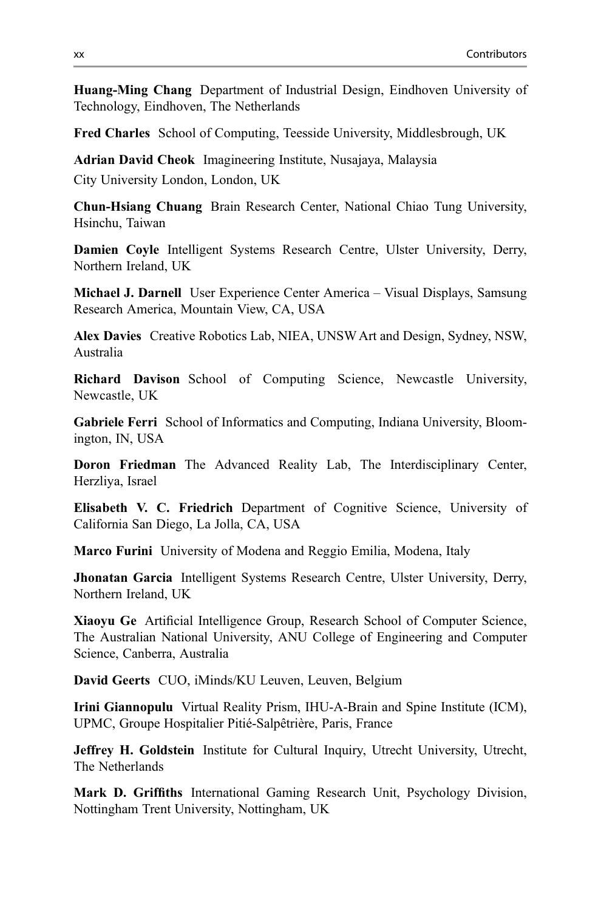**Huang-Ming Chang** Department of Industrial Design, Eindhoven University of Technology, Eindhoven, The Netherlands

**Fred Charles** School of Computing, Teesside University, Middlesbrough, UK

**Adrian David Cheok** Imagineering Institute, Nusajaya, Malaysia
City University London, London, UK

**Chun-Hsiang Chuang** Brain Research Center, National Chiao Tung University, Hsinchu, Taiwan

**Damien Coyle** Intelligent Systems Research Centre, Ulster University, Derry, Northern Ireland, UK

**Michael J. Darnell** User Experience Center America – Visual Displays, Samsung Research America, Mountain View, CA, USA

**Alex Davies** Creative Robotics Lab, NIEA, UNSW Art and Design, Sydney, NSW, Australia

**Richard Davison** School of Computing Science, Newcastle University, Newcastle, UK

**Gabriele Ferri** School of Informatics and Computing, Indiana University, Bloomington, IN, USA

**Doron Friedman** The Advanced Reality Lab, The Interdisciplinary Center, Herzliya, Israel

**Elisabeth V. C. Friedrich** Department of Cognitive Science, University of California San Diego, La Jolla, CA, USA

**Marco Furini** University of Modena and Reggio Emilia, Modena, Italy

**Jhonatan Garcia** Intelligent Systems Research Centre, Ulster University, Derry, Northern Ireland, UK

**Xiaoyu Ge** Artificial Intelligence Group, Research School of Computer Science, The Australian National University, ANU College of Engineering and Computer Science, Canberra, Australia

**David Geerts** CUO, iMinds/KU Leuven, Leuven, Belgium

**Irini Giannopulu** Virtual Reality Prism, IHU-A-Brain and Spine Institute (ICM), UPMC, Groupe Hospitalier Pitié-Salpêtrière, Paris, France

**Jeffrey H. Goldstein** Institute for Cultural Inquiry, Utrecht University, Utrecht, The Netherlands

**Mark D. Griffiths** International Gaming Research Unit, Psychology Division, Nottingham Trent University, Nottingham, UK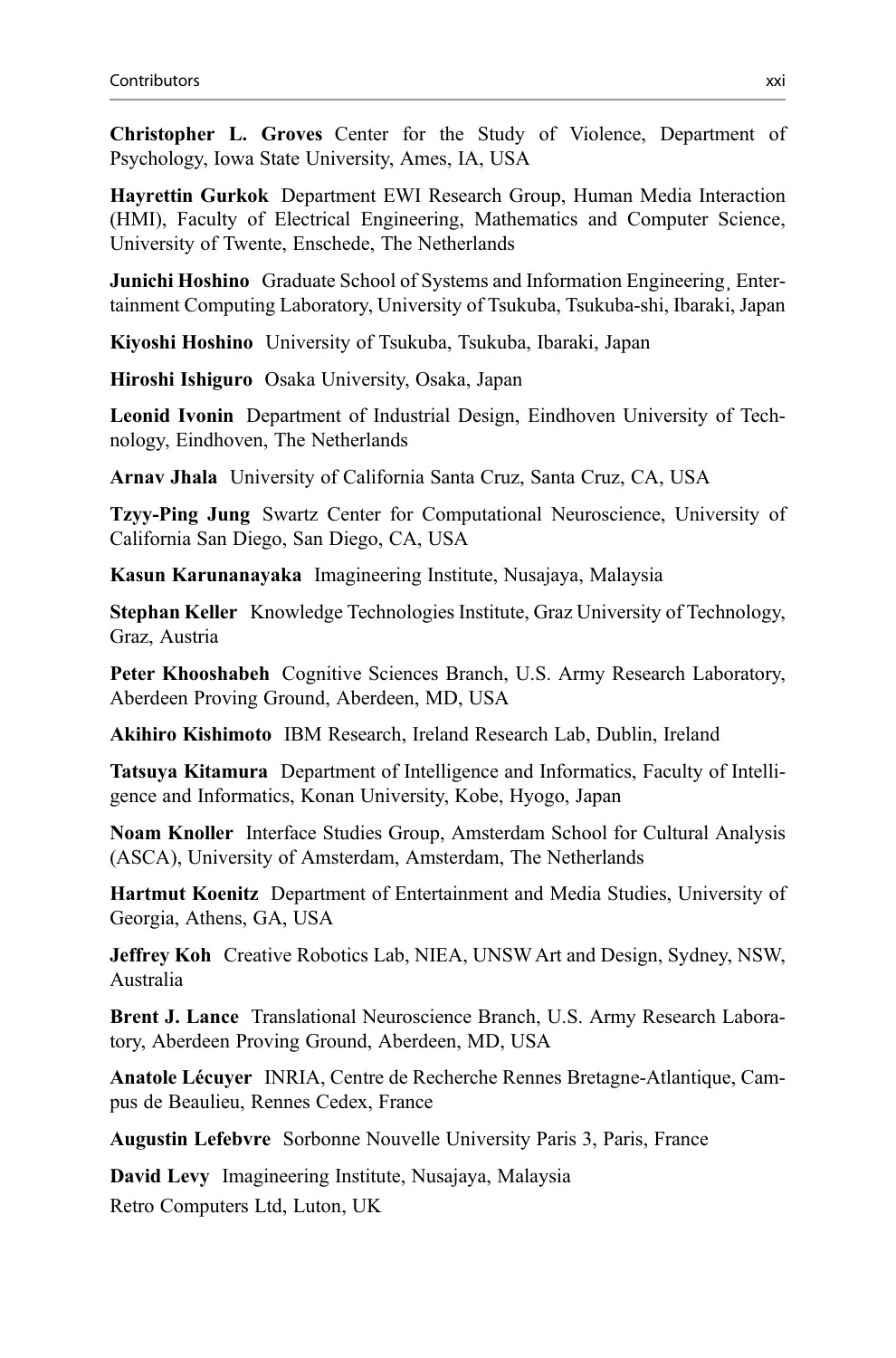**Christopher L. Groves** Center for the Study of Violence, Department of Psychology, Iowa State University, Ames, IA, USA

**Hayrettin Gurkok** Department EWI Research Group, Human Media Interaction (HMI), Faculty of Electrical Engineering, Mathematics and Computer Science, University of Twente, Enschede, The Netherlands

**Junichi Hoshino** Graduate School of Systems and Information Engineering¸ Entertainment Computing Laboratory, University of Tsukuba, Tsukuba-shi, Ibaraki, Japan

**Kiyoshi Hoshino** University of Tsukuba, Tsukuba, Ibaraki, Japan

**Hiroshi Ishiguro** Osaka University, Osaka, Japan

**Leonid Ivonin** Department of Industrial Design, Eindhoven University of Technology, Eindhoven, The Netherlands

**Arnav Jhala** University of California Santa Cruz, Santa Cruz, CA, USA

**Tzyy-Ping Jung** Swartz Center for Computational Neuroscience, University of California San Diego, San Diego, CA, USA

**Kasun Karunanayaka** Imagineering Institute, Nusajaya, Malaysia

**Stephan Keller** Knowledge Technologies Institute, Graz University of Technology, Graz, Austria

**Peter Khooshabeh** Cognitive Sciences Branch, U.S. Army Research Laboratory, Aberdeen Proving Ground, Aberdeen, MD, USA

**Akihiro Kishimoto** IBM Research, Ireland Research Lab, Dublin, Ireland

**Tatsuya Kitamura** Department of Intelligence and Informatics, Faculty of Intelligence and Informatics, Konan University, Kobe, Hyogo, Japan

**Noam Knoller** Interface Studies Group, Amsterdam School for Cultural Analysis (ASCA), University of Amsterdam, Amsterdam, The Netherlands

**Hartmut Koenitz** Department of Entertainment and Media Studies, University of Georgia, Athens, GA, USA

**Jeffrey Koh** Creative Robotics Lab, NIEA, UNSW Art and Design, Sydney, NSW, Australia

**Brent J. Lance** Translational Neuroscience Branch, U.S. Army Research Laboratory, Aberdeen Proving Ground, Aberdeen, MD, USA

**Anatole Lécuyer** INRIA, Centre de Recherche Rennes Bretagne-Atlantique, Campus de Beaulieu, Rennes Cedex, France

**Augustin Lefebvre** Sorbonne Nouvelle University Paris 3, Paris, France

**David Levy** Imagineering Institute, Nusajaya, Malaysia

Retro Computers Ltd, Luton, UK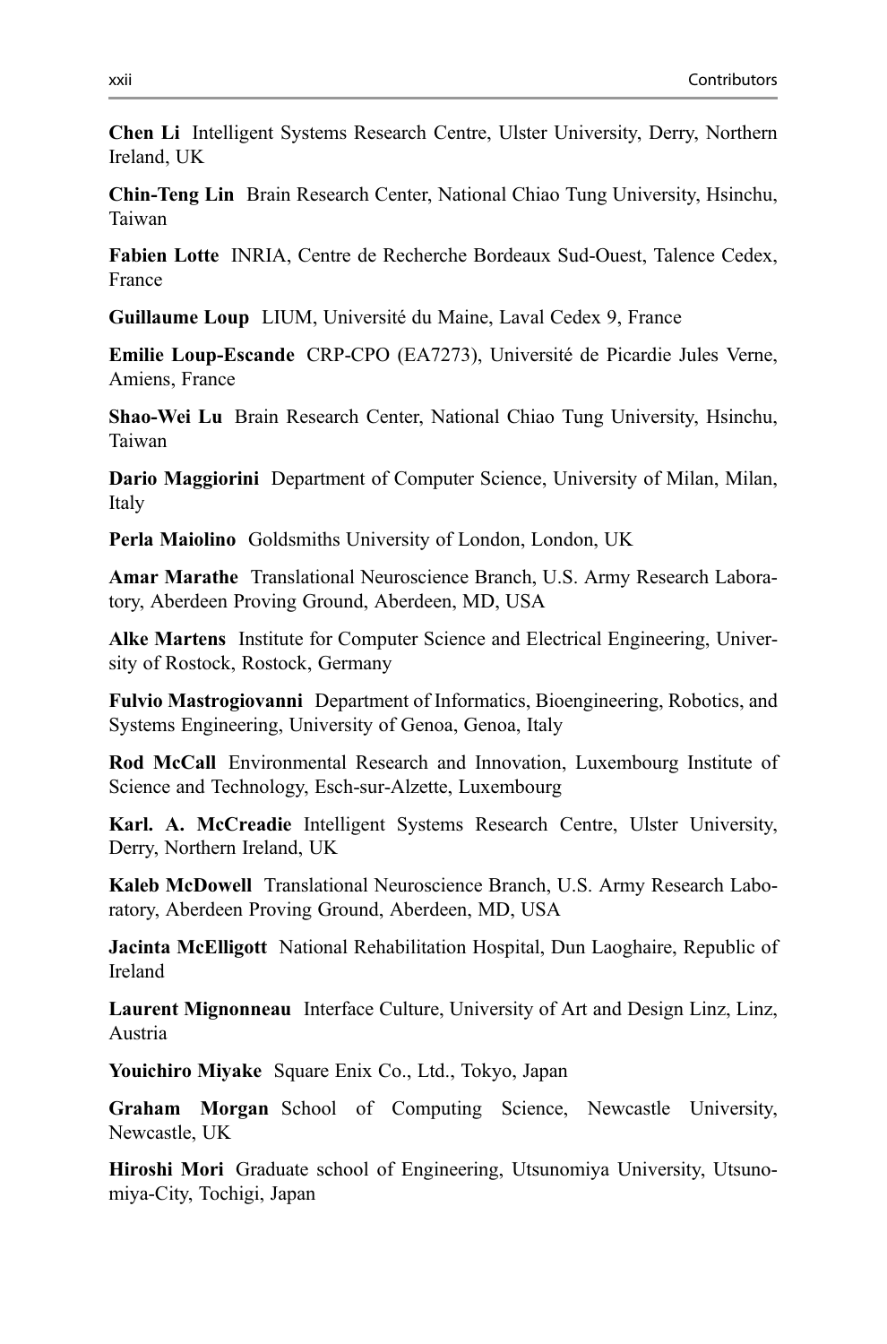**Chen Li** Intelligent Systems Research Centre, Ulster University, Derry, Northern Ireland, UK

**Chin-Teng Lin** Brain Research Center, National Chiao Tung University, Hsinchu, Taiwan

**Fabien Lotte** INRIA, Centre de Recherche Bordeaux Sud-Ouest, Talence Cedex, France

**Guillaume Loup** LIUM, Université du Maine, Laval Cedex 9, France

**Emilie Loup-Escande** CRP-CPO (EA7273), Université de Picardie Jules Verne, Amiens, France

**Shao-Wei Lu** Brain Research Center, National Chiao Tung University, Hsinchu, Taiwan

**Dario Maggiorini** Department of Computer Science, University of Milan, Milan, Italy

**Perla Maiolino** Goldsmiths University of London, London, UK

**Amar Marathe** Translational Neuroscience Branch, U.S. Army Research Laboratory, Aberdeen Proving Ground, Aberdeen, MD, USA

**Alke Martens** Institute for Computer Science and Electrical Engineering, University of Rostock, Rostock, Germany

**Fulvio Mastrogiovanni** Department of Informatics, Bioengineering, Robotics, and Systems Engineering, University of Genoa, Genoa, Italy

**Rod McCall** Environmental Research and Innovation, Luxembourg Institute of Science and Technology, Esch-sur-Alzette, Luxembourg

**Karl. A. McCreadie** Intelligent Systems Research Centre, Ulster University, Derry, Northern Ireland, UK

**Kaleb McDowell** Translational Neuroscience Branch, U.S. Army Research Laboratory, Aberdeen Proving Ground, Aberdeen, MD, USA

**Jacinta McElligott** National Rehabilitation Hospital, Dun Laoghaire, Republic of Ireland

**Laurent Mignonneau** Interface Culture, University of Art and Design Linz, Linz, Austria

**Youichiro Miyake** Square Enix Co., Ltd., Tokyo, Japan

**Graham Morgan** School of Computing Science, Newcastle University, Newcastle, UK

**Hiroshi Mori** Graduate school of Engineering, Utsunomiya University, Utsunomiya-City, Tochigi, Japan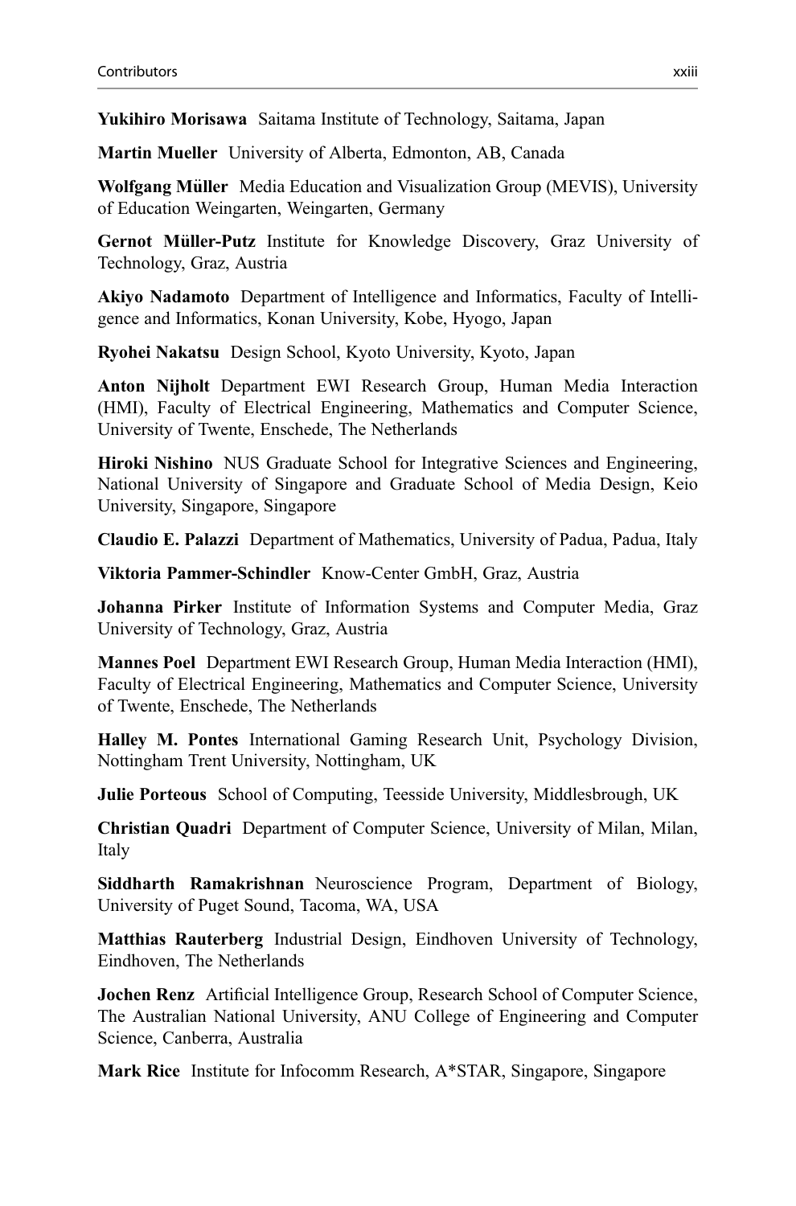**Yukihiro Morisawa** Saitama Institute of Technology, Saitama, Japan

**Martin Mueller** University of Alberta, Edmonton, AB, Canada

**Wolfgang Müller** Media Education and Visualization Group (MEVIS), University of Education Weingarten, Weingarten, Germany

**Gernot Müller-Putz** Institute for Knowledge Discovery, Graz University of Technology, Graz, Austria

**Akiyo Nadamoto** Department of Intelligence and Informatics, Faculty of Intelligence and Informatics, Konan University, Kobe, Hyogo, Japan

**Ryohei Nakatsu** Design School, Kyoto University, Kyoto, Japan

**Anton Nijholt** Department EWI Research Group, Human Media Interaction (HMI), Faculty of Electrical Engineering, Mathematics and Computer Science, University of Twente, Enschede, The Netherlands

**Hiroki Nishino** NUS Graduate School for Integrative Sciences and Engineering, National University of Singapore and Graduate School of Media Design, Keio University, Singapore, Singapore

**Claudio E. Palazzi** Department of Mathematics, University of Padua, Padua, Italy

**Viktoria Pammer-Schindler** Know-Center GmbH, Graz, Austria

**Johanna Pirker** Institute of Information Systems and Computer Media, Graz University of Technology, Graz, Austria

**Mannes Poel** Department EWI Research Group, Human Media Interaction (HMI), Faculty of Electrical Engineering, Mathematics and Computer Science, University of Twente, Enschede, The Netherlands

**Halley M. Pontes** International Gaming Research Unit, Psychology Division, Nottingham Trent University, Nottingham, UK

**Julie Porteous** School of Computing, Teesside University, Middlesbrough, UK

**Christian Quadri** Department of Computer Science, University of Milan, Milan, Italy

**Siddharth Ramakrishnan** Neuroscience Program, Department of Biology, University of Puget Sound, Tacoma, WA, USA

**Matthias Rauterberg** Industrial Design, Eindhoven University of Technology, Eindhoven, The Netherlands

**Jochen Renz** Artificial Intelligence Group, Research School of Computer Science, The Australian National University, ANU College of Engineering and Computer Science, Canberra, Australia

**Mark Rice** Institute for Infocomm Research, A*STAR, Singapore, Singapore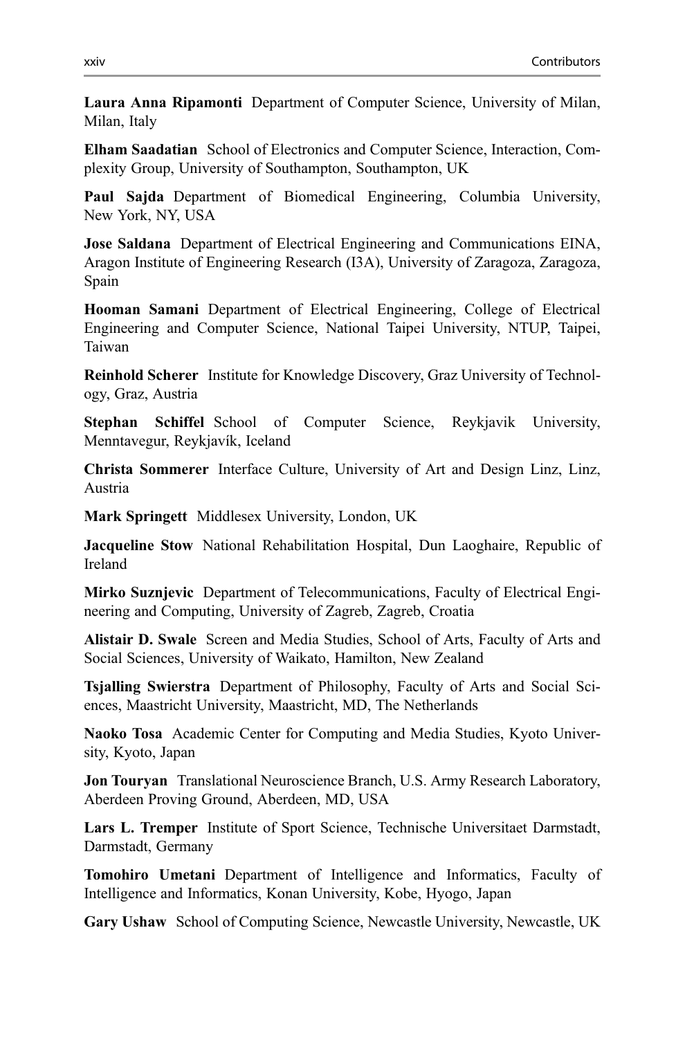**Laura Anna Ripamonti** Department of Computer Science, University of Milan, Milan, Italy

**Elham Saadatian** School of Electronics and Computer Science, Interaction, Complexity Group, University of Southampton, Southampton, UK

**Paul Sajda** Department of Biomedical Engineering, Columbia University, New York, NY, USA

**Jose Saldana** Department of Electrical Engineering and Communications EINA, Aragon Institute of Engineering Research (I3A), University of Zaragoza, Zaragoza, Spain

**Hooman Samani** Department of Electrical Engineering, College of Electrical Engineering and Computer Science, National Taipei University, NTUP, Taipei, Taiwan

**Reinhold Scherer** Institute for Knowledge Discovery, Graz University of Technology, Graz, Austria

**Stephan Schiffel** School of Computer Science, Reykjavik University, Menntavegur, Reykjavík, Iceland

**Christa Sommerer** Interface Culture, University of Art and Design Linz, Linz, Austria

**Mark Springett** Middlesex University, London, UK

**Jacqueline Stow** National Rehabilitation Hospital, Dun Laoghaire, Republic of Ireland

**Mirko Suznjevic** Department of Telecommunications, Faculty of Electrical Engineering and Computing, University of Zagreb, Zagreb, Croatia

**Alistair D. Swale** Screen and Media Studies, School of Arts, Faculty of Arts and Social Sciences, University of Waikato, Hamilton, New Zealand

**Tsjalling Swierstra** Department of Philosophy, Faculty of Arts and Social Sciences, Maastricht University, Maastricht, MD, The Netherlands

**Naoko Tosa** Academic Center for Computing and Media Studies, Kyoto University, Kyoto, Japan

**Jon Touryan** Translational Neuroscience Branch, U.S. Army Research Laboratory, Aberdeen Proving Ground, Aberdeen, MD, USA

**Lars L. Tremper** Institute of Sport Science, Technische Universitaet Darmstadt, Darmstadt, Germany

**Tomohiro Umetani** Department of Intelligence and Informatics, Faculty of Intelligence and Informatics, Konan University, Kobe, Hyogo, Japan

**Gary Ushaw** School of Computing Science, Newcastle University, Newcastle, UK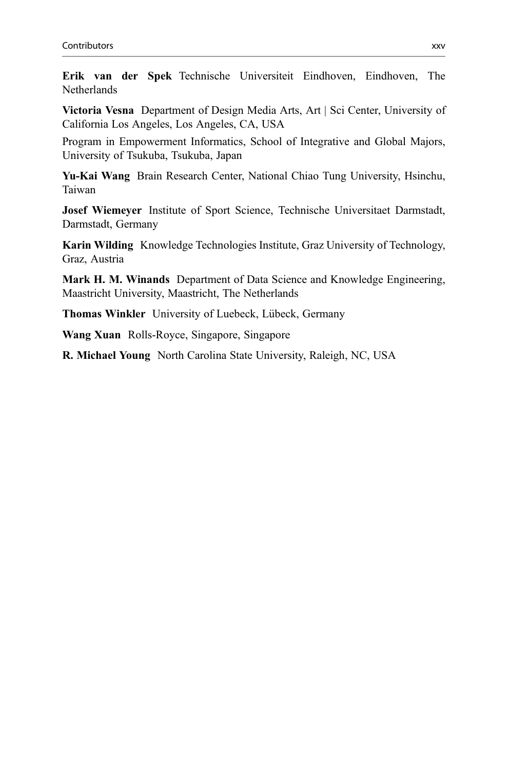**Erik van der Spek** Technische Universiteit Eindhoven, Eindhoven, The Netherlands

**Victoria Vesna** Department of Design Media Arts, Art | Sci Center, University of California Los Angeles, Los Angeles, CA, USA

Program in Empowerment Informatics, School of Integrative and Global Majors, University of Tsukuba, Tsukuba, Japan

**Yu-Kai Wang** Brain Research Center, National Chiao Tung University, Hsinchu, Taiwan

**Josef Wiemeyer** Institute of Sport Science, Technische Universitaet Darmstadt, Darmstadt, Germany

**Karin Wilding** Knowledge Technologies Institute, Graz University of Technology, Graz, Austria

**Mark H. M. Winands** Department of Data Science and Knowledge Engineering, Maastricht University, Maastricht, The Netherlands

**Thomas Winkler** University of Luebeck, Lübeck, Germany

**Wang Xuan** Rolls-Royce, Singapore, Singapore

**R. Michael Young** North Carolina State University, Raleigh, NC, USA